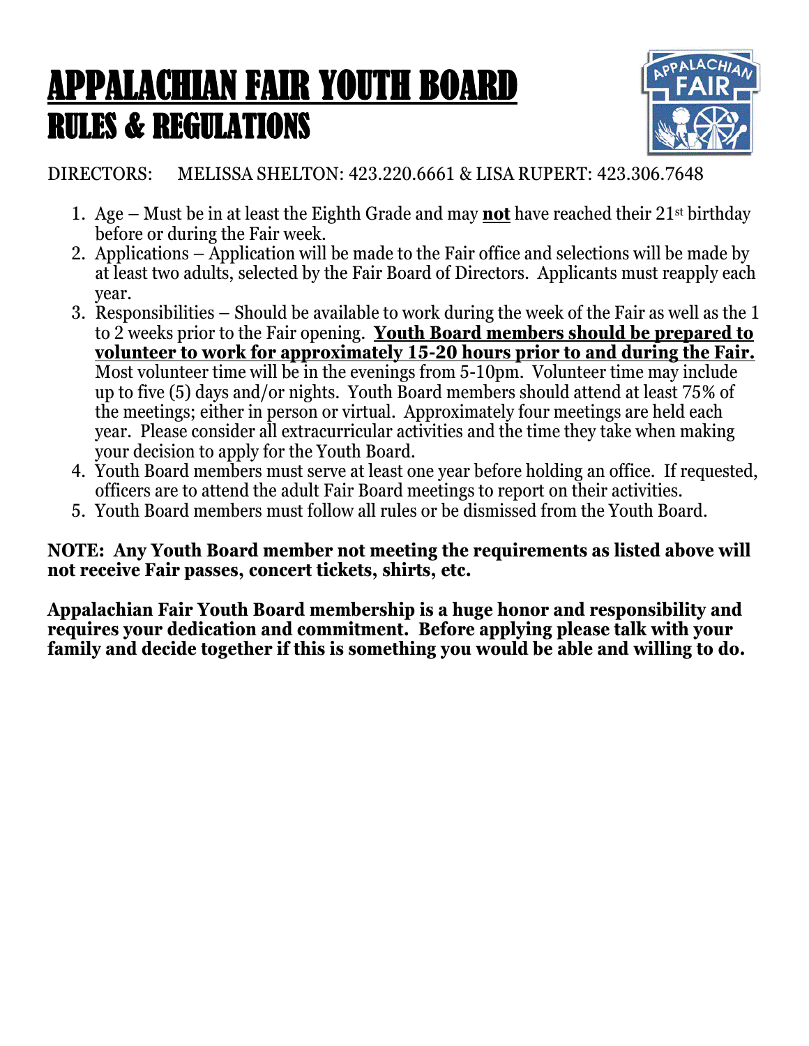# APPALACHIAN FAIR YOUTH BOARD
## RULES & REGULATIONS

DIRECTORS: MELISSA SHELTON: 423.220.6661 & LISA RUPERT: 423.306.7648

1. Age – Must be in at least the Eighth Grade and may **not** have reached their 21st birthday before or during the Fair week.
2. Applications – Application will be made to the Fair office and selections will be made by at least two adults, selected by the Fair Board of Directors. Applicants must reapply each year.
3. Responsibilities – Should be available to work during the week of the Fair as well as the 1 to 2 weeks prior to the Fair opening. **Youth Board members should be prepared to volunteer to work for approximately 15-20 hours prior to and during the Fair.** Most volunteer time will be in the evenings from 5-10pm. Volunteer time may include up to five (5) days and/or nights. Youth Board members should attend at least 75% of the meetings; either in person or virtual. Approximately four meetings are held each year. Please consider all extracurricular activities and the time they take when making your decision to apply for the Youth Board.
4. Youth Board members must serve at least one year before holding an office. If requested, officers are to attend the adult Fair Board meetings to report on their activities.
5. Youth Board members must follow all rules or be dismissed from the Youth Board.

**NOTE: Any Youth Board member not meeting the requirements as listed above will not receive Fair passes, concert tickets, shirts, etc.**

**Appalachian Fair Youth Board membership is a huge honor and responsibility and requires your dedication and commitment. Before applying please talk with your family and decide together if this is something you would be able and willing to do.**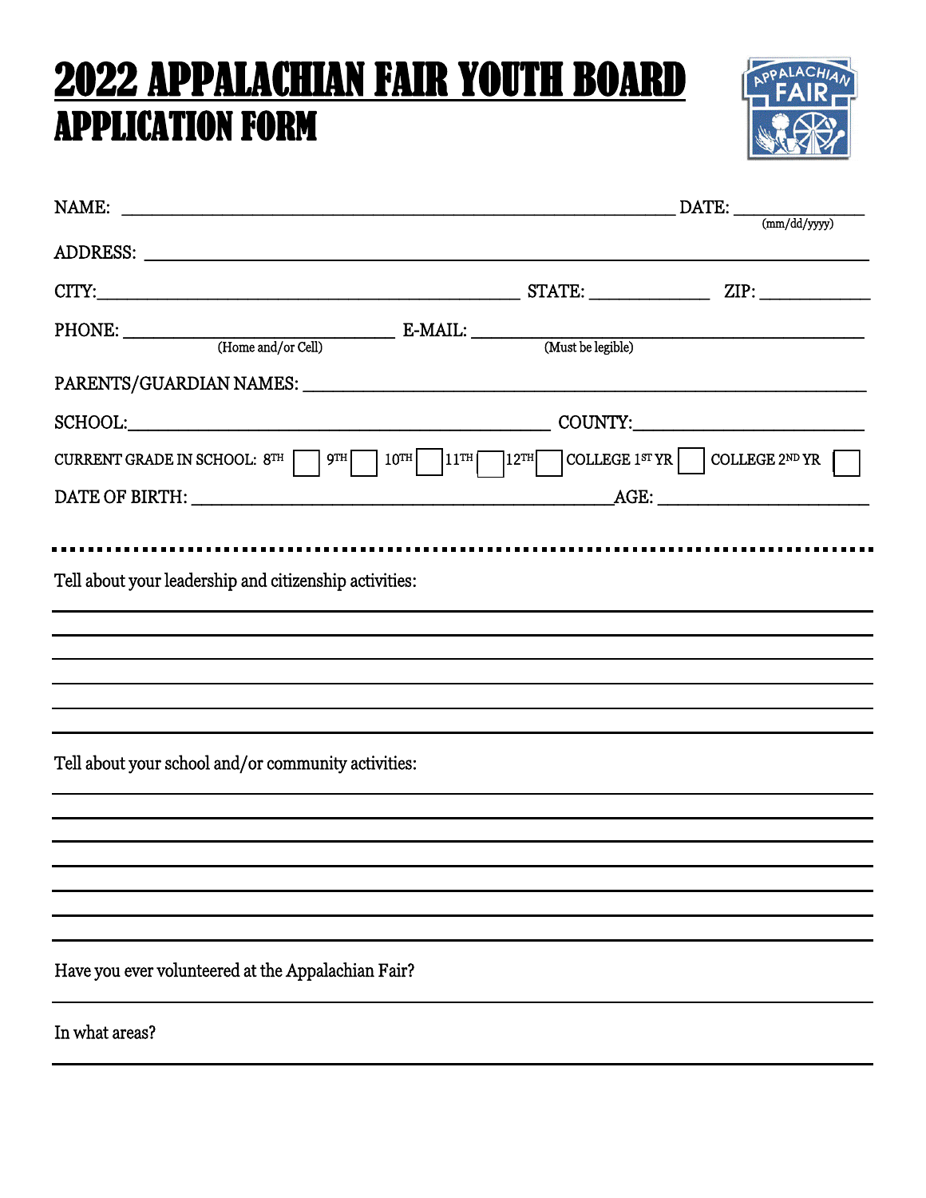# 2022 APPALACHIAN FAIR YOUTH BOARD

## APPLICATION FORM

NAME: ______________________________________________ DATE: ______________
(mm/dd/yyyy)

ADDRESS: ______________________________________________________________

CITY: ______________________________ STATE: __________ ZIP: __________

PHONE: ______________________ E-MAIL: ________________________________
(Home and/or Cell) (Must be legible)

PARENTS/GUARDIAN NAMES: ________________________________________________

SCHOOL: ______________________________ COUNTY: _________________________

CURRENT GRADE IN SCHOOL: 8TH ☐ 9TH ☐ 10TH ☐ 11TH ☐ 12TH ☐ COLLEGE 1ST YR ☐ COLLEGE 2ND YR ☐

DATE OF BIRTH: ________________________________ AGE: ____________________

---

Tell about your leadership and citizenship activities:

______________________________________________________________________

______________________________________________________________________

______________________________________________________________________

______________________________________________________________________

______________________________________________________________________

Tell about your school and/or community activities:

______________________________________________________________________

______________________________________________________________________

______________________________________________________________________

______________________________________________________________________

______________________________________________________________________

______________________________________________________________________

Have you ever volunteered at the Appalachian Fair?

______________________________________________________________________

In what areas?

______________________________________________________________________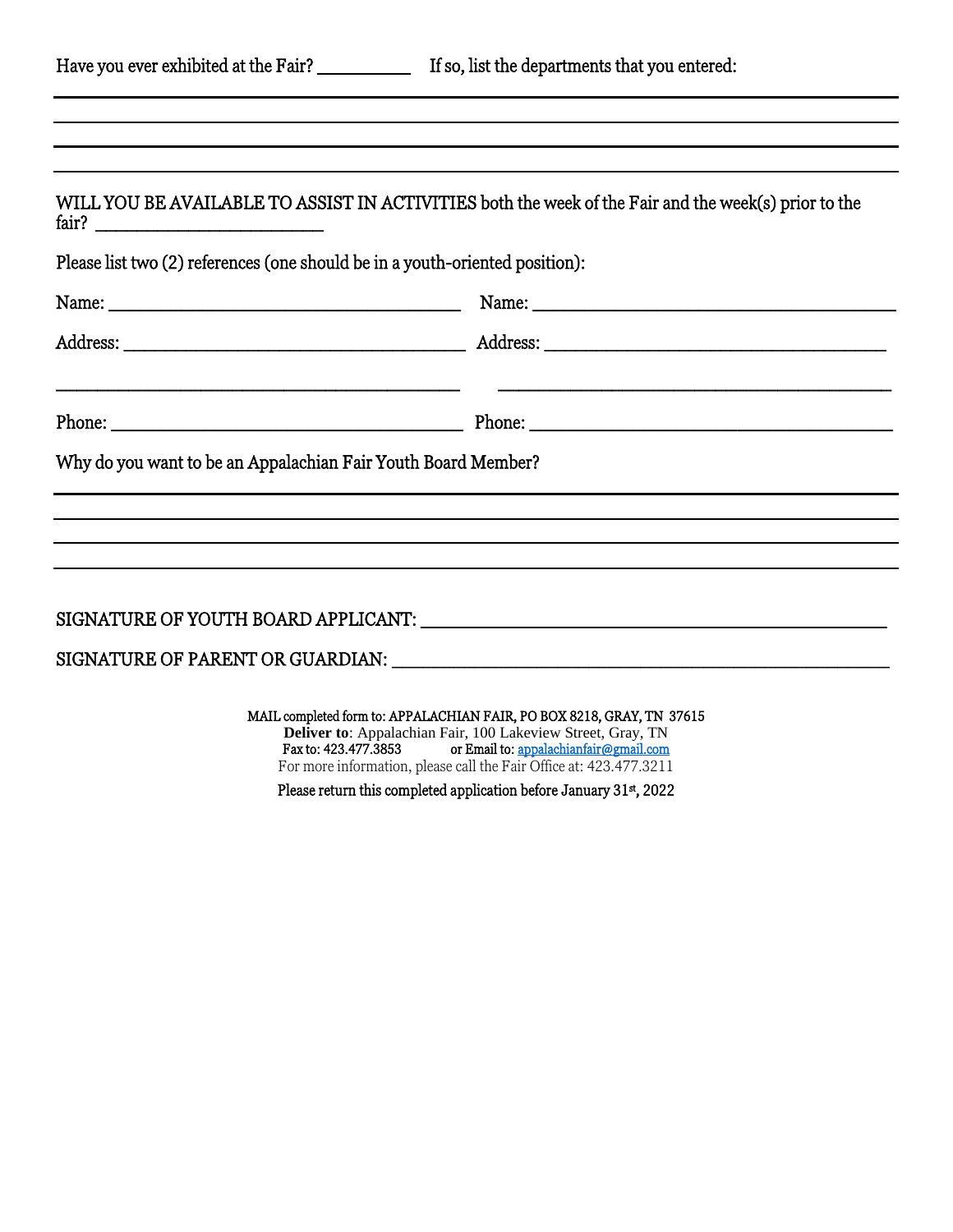Have you ever exhibited at the Fair? __________ If so, list the departments that you entered:

______________________________________________________________________________

______________________________________________________________________________

______________________________________________________________________________

______________________________________________________________________________

WILL YOU BE AVAILABLE TO ASSIST IN ACTIVITIES both the week of the Fair and the week(s) prior to the fair? __________________________

Please list two (2) references (one should be in a youth-oriented position):

Name: ________________________________________ Name: ________________________________________

Address: ______________________________________ Address: ______________________________________

______________________________________________ ______________________________________________

Phone: ________________________________________ Phone: ________________________________________

Why do you want to be an Appalachian Fair Youth Board Member?

______________________________________________________________________________

______________________________________________________________________________

______________________________________________________________________________

______________________________________________________________________________

SIGNATURE OF YOUTH BOARD APPLICANT: ______________________________________________

SIGNATURE OF PARENT OR GUARDIAN: ________________________________________________

MAIL completed form to: APPALACHIAN FAIR, PO BOX 8218, GRAY, TN 37615
**Deliver to**: Appalachian Fair, 100 Lakeview Street, Gray, TN
Fax to: 423.477.3853 or Email to: appalachianfair@gmail.com
For more information, please call the Fair Office at: 423.477.3211

Please return this completed application before January 31st, 2022